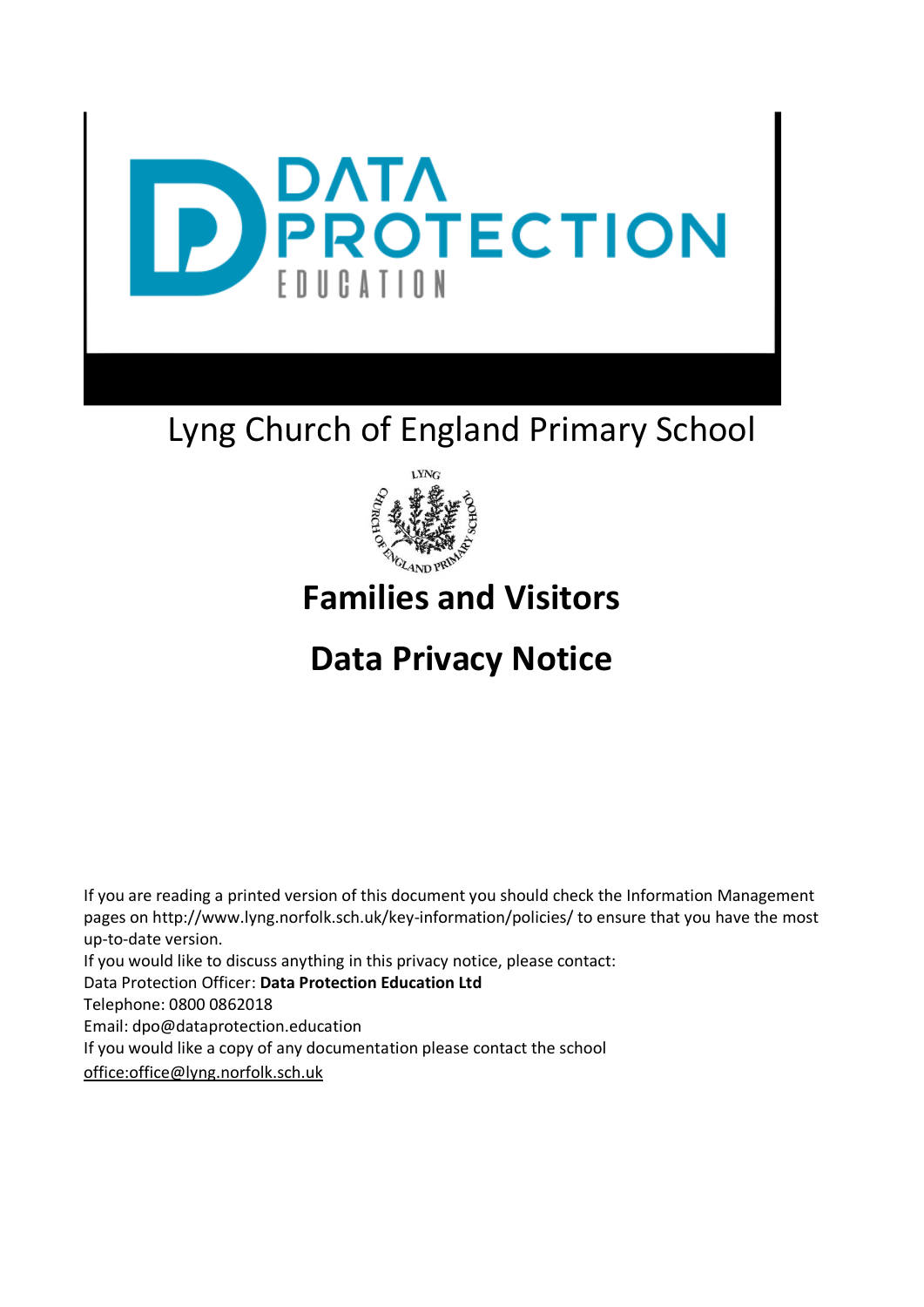DATA PROTECTION EDUCATION

# Lyng Church of England Primary School

# Families and Visitors

# Data Privacy Notice

If you are reading a printed version of this document you should check the Information Management pages on http://www.lyng.norfolk.sch.uk/key-information/policies/ to ensure that you have the most up-to-date version.
If you would like to discuss anything in this privacy notice, please contact:
Data Protection Officer: **Data Protection Education Ltd**
Telephone: 0800 0862018
Email: dpo@dataprotection.education
If you would like a copy of any documentation please contact the school
office:office@lyng.norfolk.sch.uk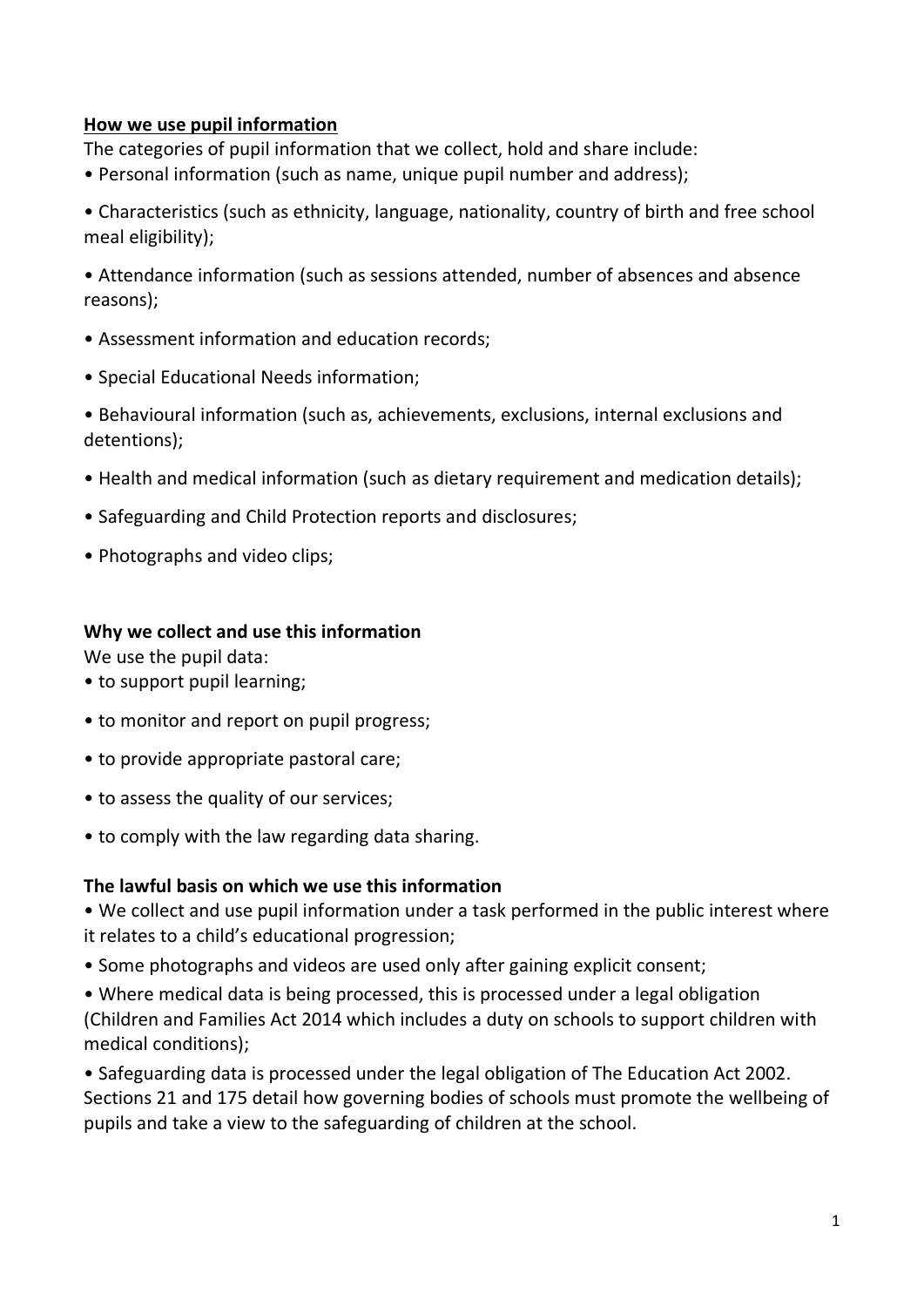**<u>How we use pupil information</u>**

The categories of pupil information that we collect, hold and share include:

- Personal information (such as name, unique pupil number and address);
- Characteristics (such as ethnicity, language, nationality, country of birth and free school meal eligibility);
- Attendance information (such as sessions attended, number of absences and absence reasons);
- Assessment information and education records;
- Special Educational Needs information;
- Behavioural information (such as, achievements, exclusions, internal exclusions and detentions);
- Health and medical information (such as dietary requirement and medication details);
- Safeguarding and Child Protection reports and disclosures;
- Photographs and video clips;

**Why we collect and use this information**

We use the pupil data:

- to support pupil learning;
- to monitor and report on pupil progress;
- to provide appropriate pastoral care;
- to assess the quality of our services;
- to comply with the law regarding data sharing.

**The lawful basis on which we use this information**

- We collect and use pupil information under a task performed in the public interest where it relates to a child's educational progression;
- Some photographs and videos are used only after gaining explicit consent;
- Where medical data is being processed, this is processed under a legal obligation (Children and Families Act 2014 which includes a duty on schools to support children with medical conditions);
- Safeguarding data is processed under the legal obligation of The Education Act 2002. Sections 21 and 175 detail how governing bodies of schools must promote the wellbeing of pupils and take a view to the safeguarding of children at the school.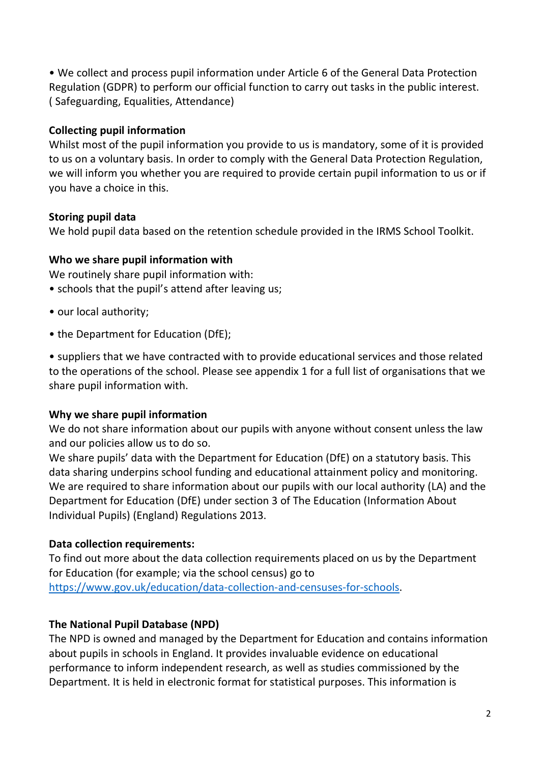• We collect and process pupil information under Article 6 of the General Data Protection Regulation (GDPR) to perform our official function to carry out tasks in the public interest. ( Safeguarding, Equalities, Attendance)

**Collecting pupil information**

Whilst most of the pupil information you provide to us is mandatory, some of it is provided to us on a voluntary basis. In order to comply with the General Data Protection Regulation, we will inform you whether you are required to provide certain pupil information to us or if you have a choice in this.

**Storing pupil data**

We hold pupil data based on the retention schedule provided in the IRMS School Toolkit.

**Who we share pupil information with**

We routinely share pupil information with:

• schools that the pupil's attend after leaving us;

• our local authority;

• the Department for Education (DfE);

• suppliers that we have contracted with to provide educational services and those related to the operations of the school. Please see appendix 1 for a full list of organisations that we share pupil information with.

**Why we share pupil information**

We do not share information about our pupils with anyone without consent unless the law and our policies allow us to do so.

We share pupils' data with the Department for Education (DfE) on a statutory basis. This data sharing underpins school funding and educational attainment policy and monitoring. We are required to share information about our pupils with our local authority (LA) and the Department for Education (DfE) under section 3 of The Education (Information About Individual Pupils) (England) Regulations 2013.

**Data collection requirements:**

To find out more about the data collection requirements placed on us by the Department for Education (for example; via the school census) go to [https://www.gov.uk/education/data-collection-and-censuses-for-schools](https://www.gov.uk/education/data-collection-and-censuses-for-schools).

**The National Pupil Database (NPD)**

The NPD is owned and managed by the Department for Education and contains information about pupils in schools in England. It provides invaluable evidence on educational performance to inform independent research, as well as studies commissioned by the Department. It is held in electronic format for statistical purposes. This information is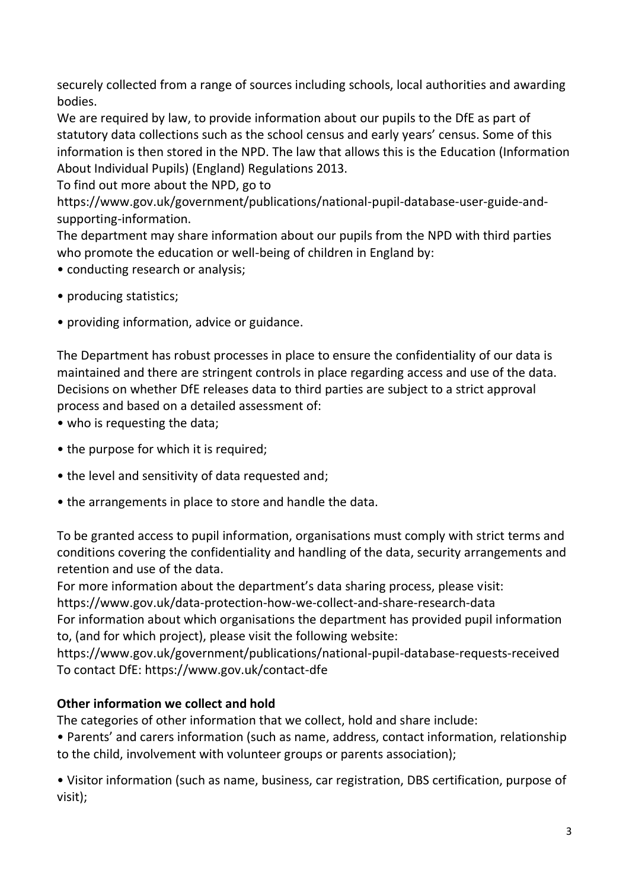securely collected from a range of sources including schools, local authorities and awarding bodies.
We are required by law, to provide information about our pupils to the DfE as part of statutory data collections such as the school census and early years' census. Some of this information is then stored in the NPD. The law that allows this is the Education (Information About Individual Pupils) (England) Regulations 2013.
To find out more about the NPD, go to
https://www.gov.uk/government/publications/national-pupil-database-user-guide-and-supporting-information.
The department may share information about our pupils from the NPD with third parties who promote the education or well-being of children in England by:

- conducting research or analysis;
- producing statistics;
- providing information, advice or guidance.

The Department has robust processes in place to ensure the confidentiality of our data is maintained and there are stringent controls in place regarding access and use of the data. Decisions on whether DfE releases data to third parties are subject to a strict approval process and based on a detailed assessment of:

- who is requesting the data;
- the purpose for which it is required;
- the level and sensitivity of data requested and;
- the arrangements in place to store and handle the data.

To be granted access to pupil information, organisations must comply with strict terms and conditions covering the confidentiality and handling of the data, security arrangements and retention and use of the data.
For more information about the department's data sharing process, please visit:
https://www.gov.uk/data-protection-how-we-collect-and-share-research-data
For information about which organisations the department has provided pupil information to, (and for which project), please visit the following website:
https://www.gov.uk/government/publications/national-pupil-database-requests-received
To contact DfE: https://www.gov.uk/contact-dfe

**Other information we collect and hold**

The categories of other information that we collect, hold and share include:

- Parents' and carers information (such as name, address, contact information, relationship to the child, involvement with volunteer groups or parents association);
- Visitor information (such as name, business, car registration, DBS certification, purpose of visit);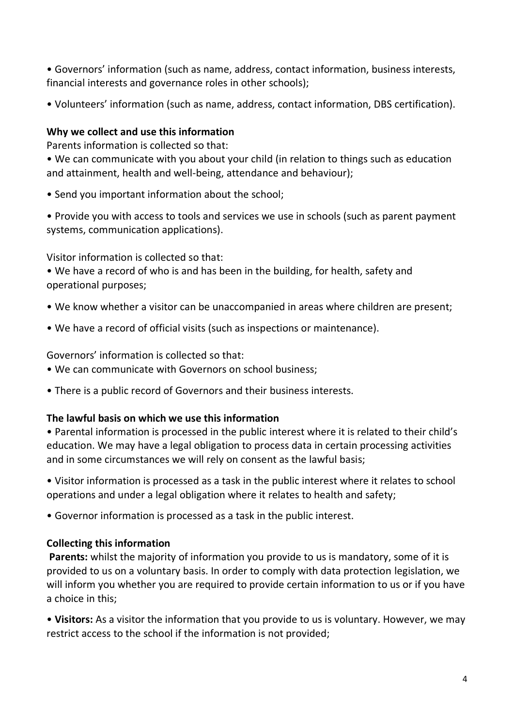- Governors' information (such as name, address, contact information, business interests, financial interests and governance roles in other schools);
- Volunteers' information (such as name, address, contact information, DBS certification).

**Why we collect and use this information**

Parents information is collected so that:

- We can communicate with you about your child (in relation to things such as education and attainment, health and well-being, attendance and behaviour);
- Send you important information about the school;
- Provide you with access to tools and services we use in schools (such as parent payment systems, communication applications).

Visitor information is collected so that:

- We have a record of who is and has been in the building, for health, safety and operational purposes;
- We know whether a visitor can be unaccompanied in areas where children are present;
- We have a record of official visits (such as inspections or maintenance).

Governors' information is collected so that:

- We can communicate with Governors on school business;
- There is a public record of Governors and their business interests.

**The lawful basis on which we use this information**

- Parental information is processed in the public interest where it is related to their child's education. We may have a legal obligation to process data in certain processing activities and in some circumstances we will rely on consent as the lawful basis;
- Visitor information is processed as a task in the public interest where it relates to school operations and under a legal obligation where it relates to health and safety;
- Governor information is processed as a task in the public interest.

**Collecting this information**

**Parents:** whilst the majority of information you provide to us is mandatory, some of it is provided to us on a voluntary basis. In order to comply with data protection legislation, we will inform you whether you are required to provide certain information to us or if you have a choice in this;

- **Visitors:** As a visitor the information that you provide to us is voluntary. However, we may restrict access to the school if the information is not provided;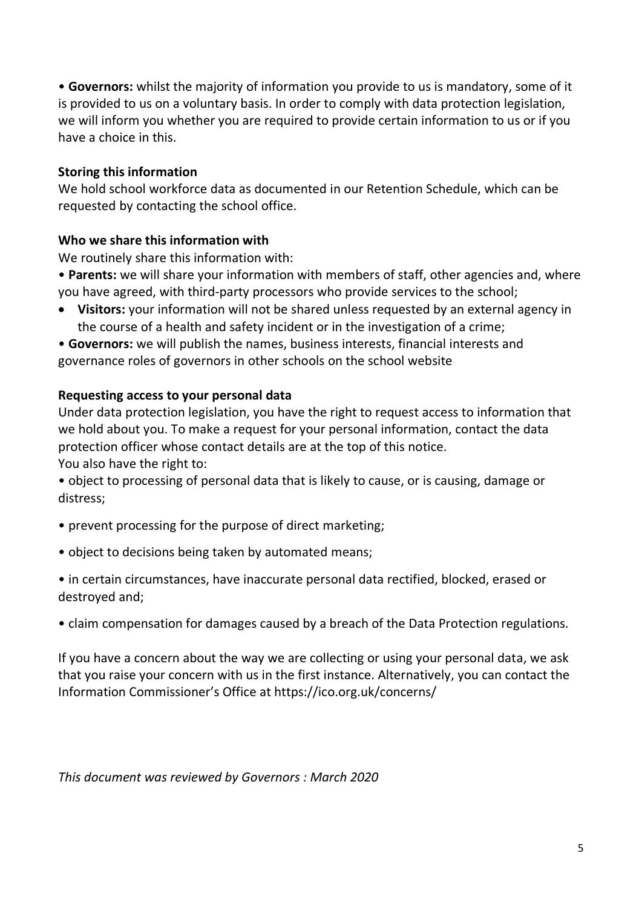- **Governors:** whilst the majority of information you provide to us is mandatory, some of it is provided to us on a voluntary basis. In order to comply with data protection legislation, we will inform you whether you are required to provide certain information to us or if you have a choice in this.

**Storing this information**

We hold school workforce data as documented in our Retention Schedule, which can be requested by contacting the school office.

**Who we share this information with**

We routinely share this information with:

- **Parents:** we will share your information with members of staff, other agencies and, where you have agreed, with third-party processors who provide services to the school;
- **Visitors:** your information will not be shared unless requested by an external agency in the course of a health and safety incident or in the investigation of a crime;
- **Governors:** we will publish the names, business interests, financial interests and governance roles of governors in other schools on the school website

**Requesting access to your personal data**

Under data protection legislation, you have the right to request access to information that we hold about you. To make a request for your personal information, contact the data protection officer whose contact details are at the top of this notice.

You also have the right to:

- object to processing of personal data that is likely to cause, or is causing, damage or distress;
- prevent processing for the purpose of direct marketing;
- object to decisions being taken by automated means;
- in certain circumstances, have inaccurate personal data rectified, blocked, erased or destroyed and;
- claim compensation for damages caused by a breach of the Data Protection regulations.

If you have a concern about the way we are collecting or using your personal data, we ask that you raise your concern with us in the first instance. Alternatively, you can contact the Information Commissioner's Office at https://ico.org.uk/concerns/

*This document was reviewed by Governors : March 2020*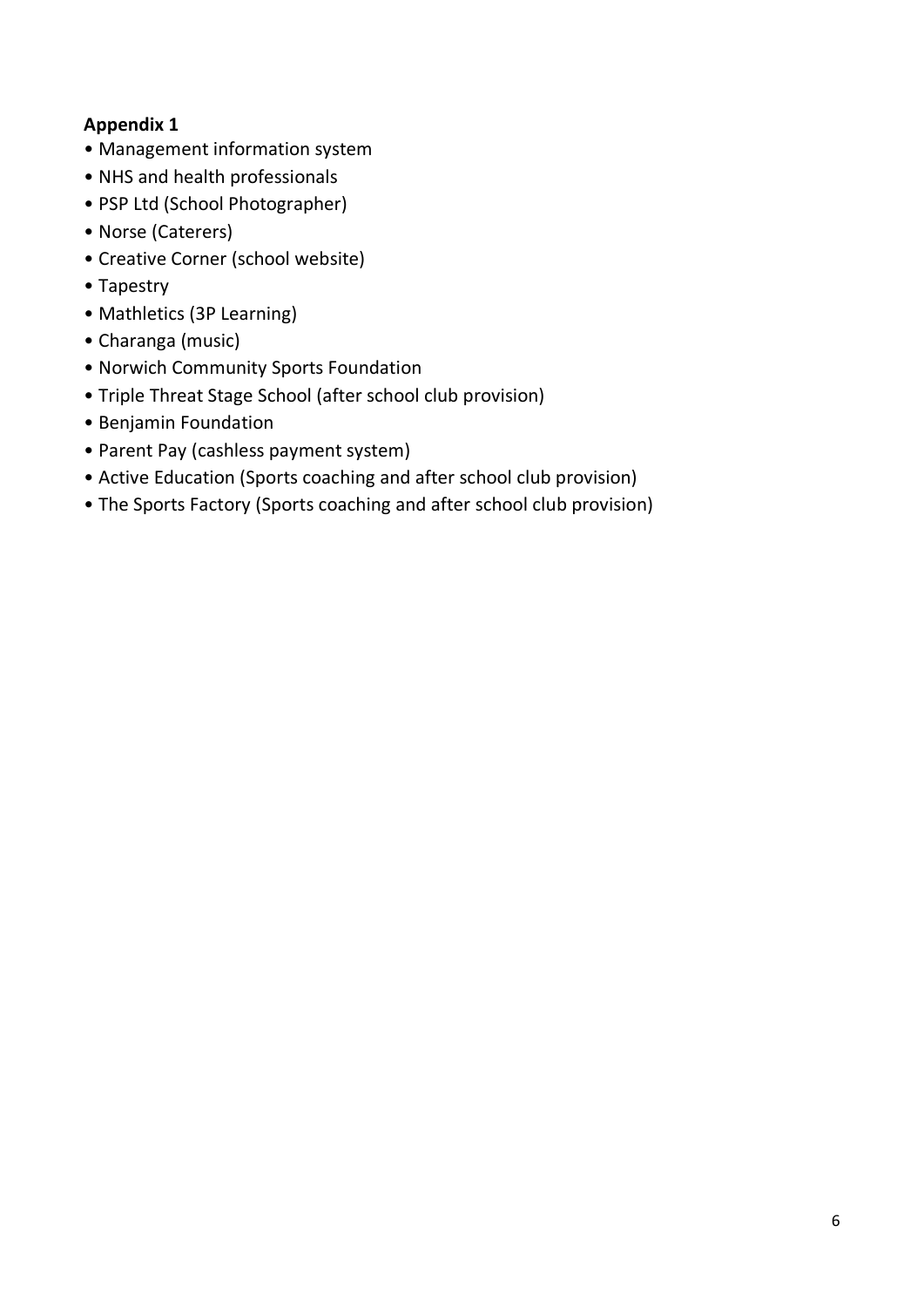**Appendix 1**

- Management information system
- NHS and health professionals
- PSP Ltd (School Photographer)
- Norse (Caterers)
- Creative Corner (school website)
- Tapestry
- Mathletics (3P Learning)
- Charanga (music)
- Norwich Community Sports Foundation
- Triple Threat Stage School (after school club provision)
- Benjamin Foundation
- Parent Pay (cashless payment system)
- Active Education (Sports coaching and after school club provision)
- The Sports Factory (Sports coaching and after school club provision)